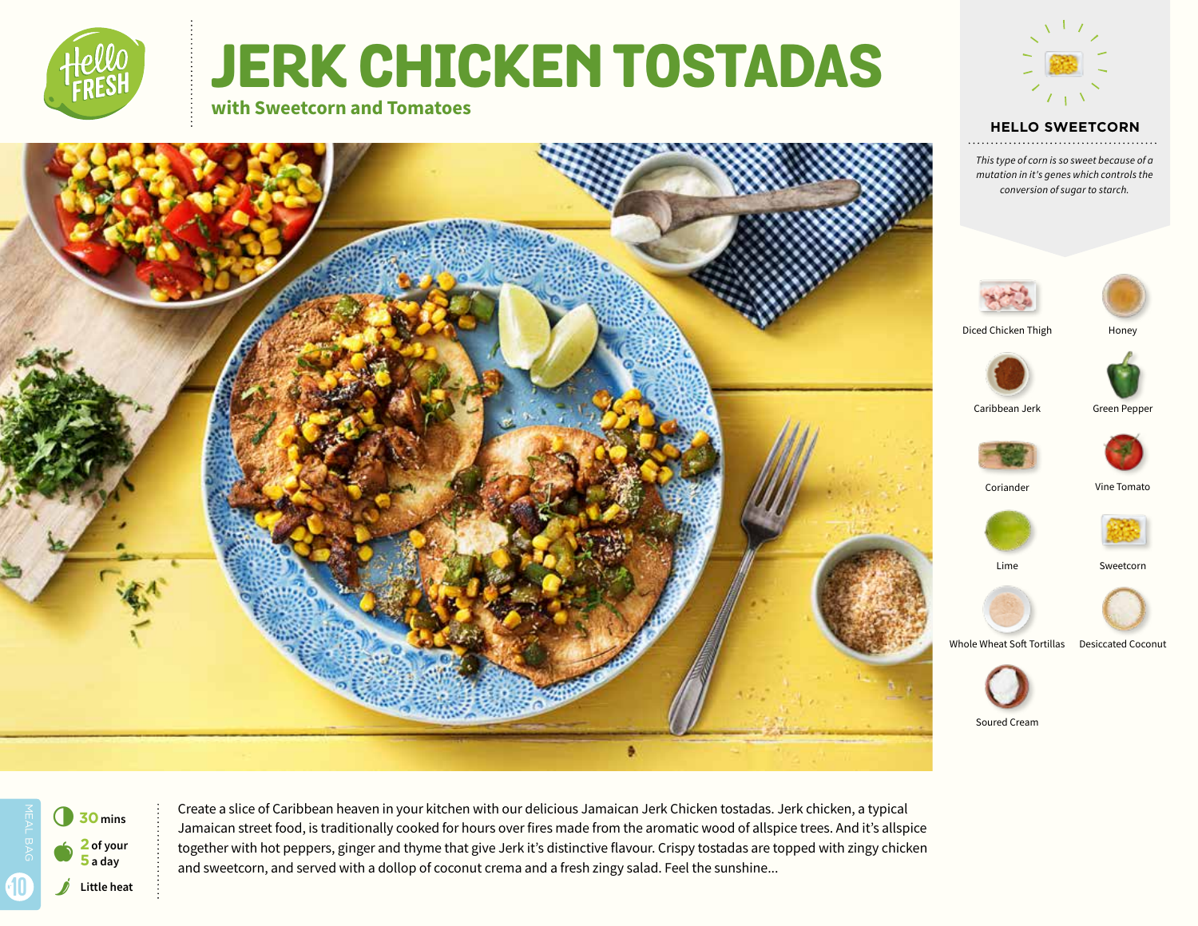# JERK CHICKEN TOSTADAS

**with Sweetcorn and Tomatoes**

### HELLO SWEETCORN

*This type of corn is so sweet because of a mutation in it's genes which controls the conversion of sugar to starch.*

- Diced Chicken Thigh
- Honey
- Caribbean Jerk
- Green Pepper
- Coriander
- Vine Tomato
- Lime
- Sweetcorn
- Whole Wheat Soft Tortillas
- Desiccated Coconut
- Soured Cream

MEAL BAG 10

**30** mins

**2** of your **5** a day

Little heat

Create a slice of Caribbean heaven in your kitchen with our delicious Jamaican Jerk Chicken tostadas. Jerk chicken, a typical Jamaican street food, is traditionally cooked for hours over fires made from the aromatic wood of allspice trees. And it's allspice together with hot peppers, ginger and thyme that give Jerk it's distinctive flavour. Crispy tostadas are topped with zingy chicken and sweetcorn, and served with a dollop of coconut crema and a fresh zingy salad. Feel the sunshine...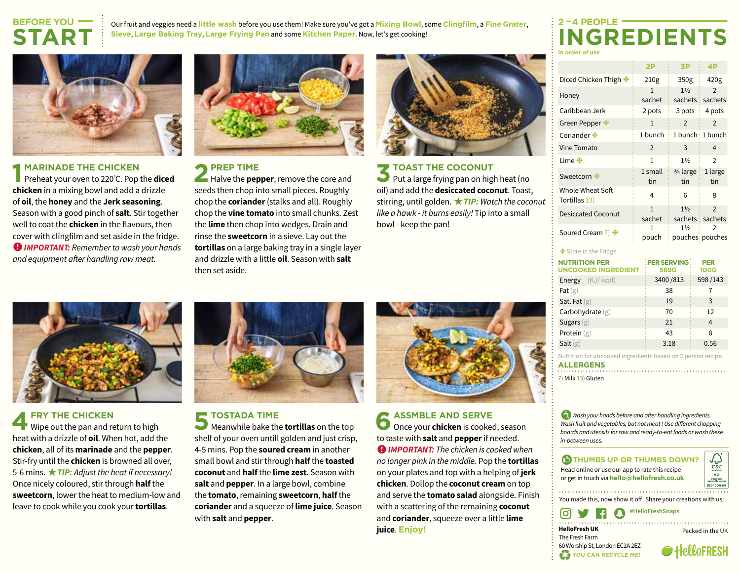## BEFORE YOU START

Our fruit and veggies need a **little wash** before you use them! Make sure you've got a **Mixing Bowl**, some **Clingfilm**, a **Fine Grater**, **Sieve**, **Large Baking Tray**, **Large Frying Pan** and some **Kitchen Paper**. Now, let's get cooking!

### 1 MARINADE THE CHICKEN

Preheat your oven to 220°C. Pop the **diced chicken** in a mixing bowl and add a drizzle of **oil**, the **honey** and the **Jerk seasoning**. Season with a good pinch of **salt**. Stir together well to coat the **chicken** in the flavours, then cover with clingfilm and set aside in the fridge. ***IMPORTANT:*** *Remember to wash your hands and equipment after handling raw meat.*

### 2 PREP TIME

Halve the **pepper**, remove the core and seeds then chop into small pieces. Roughly chop the **coriander** (stalks and all). Roughly chop the **vine tomato** into small chunks. Zest the **lime** then chop into wedges. Drain and rinse the **sweetcorn** in a sieve. Lay out the **tortillas** on a large baking tray in a single layer and drizzle with a little **oil**. Season with **salt** then set aside.

### 3 TOAST THE COCONUT

Put a large frying pan on high heat (no oil) and add the **desiccated coconut**. Toast, stirring, until golden. ★ ***TIP:*** *Watch the coconut like a hawk - it burns easily!* Tip into a small bowl - keep the pan!

### 4 FRY THE CHICKEN

Wipe out the pan and return to high heat with a drizzle of **oil**. When hot, add the **chicken**, all of its **marinade** and the **pepper**. Stir-fry until the **chicken** is browned all over, 5-6 mins. ★ ***TIP:*** *Adjust the heat if necessary!* Once nicely coloured, stir through **half** the **sweetcorn**, lower the heat to medium-low and leave to cook while you cook your **tortillas**.

### 5 TOSTADA TIME

Meanwhile bake the **tortillas** on the top shelf of your oven untill golden and just crisp, 4-5 mins. Pop the **soured cream** in another small bowl and stir through **half** the **toasted coconut** and **half** the **lime zest**. Season with **salt** and **pepper**. In a large bowl, combine the **tomato**, remaining **sweetcorn**, **half** the **coriander** and a squeeze of **lime juice**. Season with **salt** and **pepper**.

### 6 ASSMBLE AND SERVE

Once your **chicken** is cooked, season to taste with **salt** and **pepper** if needed. ***IMPORTANT:*** *The chicken is cooked when no longer pink in the middle.* Pop the **tortillas** on your plates and top with a helping of **jerk chicken**. Dollop the **coconut cream** on top and serve the **tomato salad** alongside. Finish with a scattering of the remaining **coconut** and **coriander**, squeeze over a little **lime juice**. **Enjoy!**

## 2 - 4 PEOPLE INGREDIENTS

In order of use

| | 2P | 3P | 4P |
|---|---|---|---|
| Diced Chicken Thigh ❄ | 210g | 350g | 420g |
| Honey | 1 sachet | 1½ sachets | 2 sachets |
| Caribbean Jerk | 2 pots | 3 pots | 4 pots |
| Green Pepper ❄ | 1 | 2 | 2 |
| Coriander ❄ | 1 bunch | 1 bunch | 1 bunch |
| Vine Tomato | 2 | 3 | 4 |
| Lime ❄ | 1 | 1½ | 2 |
| Sweetcorn ❄ | 1 small tin | ¾ large tin | 1 large tin |
| Whole Wheat Soft Tortillas 13) | 4 | 6 | 8 |
| Desiccated Coconut | 1 sachet | 1½ sachets | 2 sachets |
| Soured Cream 7) ❄ | 1 pouch | 1½ pouches | 2 pouches |

❄ Store in the Fridge

| NUTRITION PER UNCOOKED INGREDIENT | PER SERVING 569G | PER 100G |
|---|---|---|
| Energy (KJ/ kcal) | 3400 /813 | 598 /143 |
| Fat (g) | 38 | 7 |
| Sat. Fat (g) | 19 | 3 |
| Carbohydrate (g) | 70 | 12 |
| Sugars (g) | 21 | 4 |
| Protein (g) | 43 | 8 |
| Salt (g) | 3.18 | 0.56 |

Nutrition for uncooked ingredients based on 2 person recipe.

### ALLERGENS

7) Milk 13) Gluten

*Wash your hands before and after handling ingredients. Wash fruit and vegetables; but not meat ! Use different chopping boards and utensils for raw and ready-to-eat foods or wash these in-between uses.*

**THUMBS UP OR THUMBS DOWN?**
Head online or use our app to rate this recipe or get in touch via **hello@hellofresh.co.uk**

You made this, now show it off! Share your creations with us: #HelloFreshSnaps

**HelloFresh UK**
The Fresh Farm
60 Worship St, London EC2A 2EZ

Packed in the UK

YOU CAN RECYCLE ME!